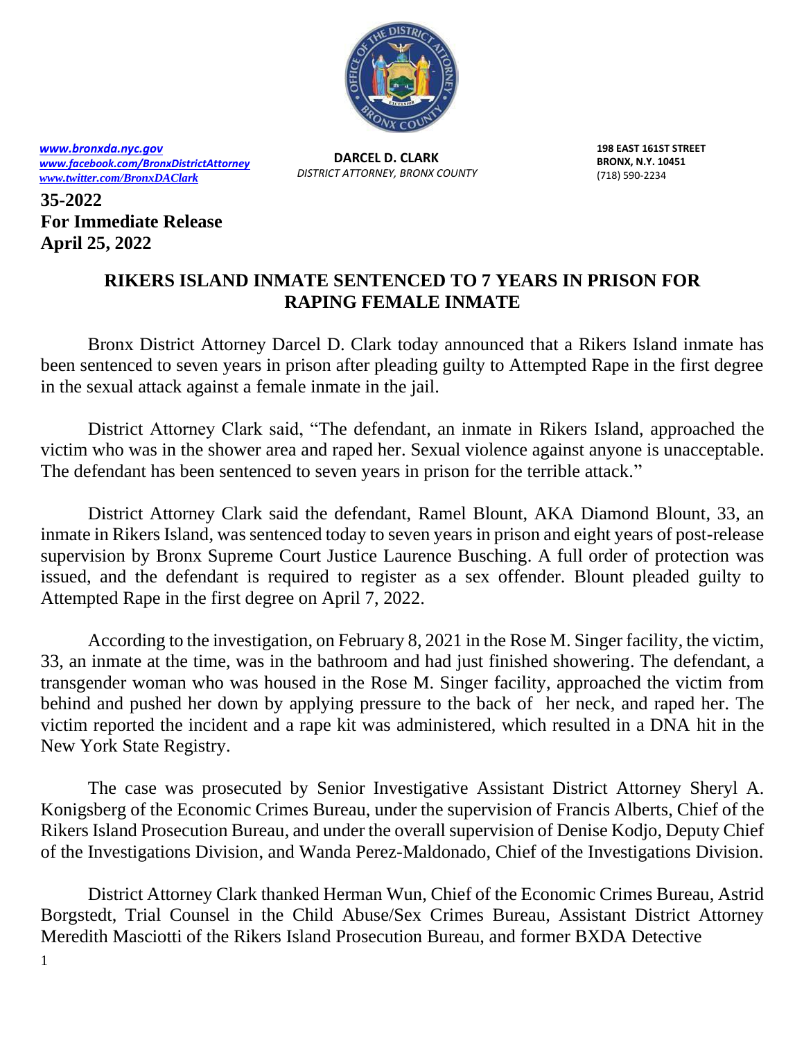www.bronxda.nyc.gov
www.facebook.com/BronxDistrictAttorney
www.twitter.com/BronxDAClark

**DARCEL D. CLARK**
*DISTRICT ATTORNEY, BRONX COUNTY*

**198 EAST 161ST STREET**
**BRONX, N.Y. 10451**
(718) 590-2234

**35-2022**
**For Immediate Release**
**April 25, 2022**

# RIKERS ISLAND INMATE SENTENCED TO 7 YEARS IN PRISON FOR RAPING FEMALE INMATE

Bronx District Attorney Darcel D. Clark today announced that a Rikers Island inmate has been sentenced to seven years in prison after pleading guilty to Attempted Rape in the first degree in the sexual attack against a female inmate in the jail.

District Attorney Clark said, "The defendant, an inmate in Rikers Island, approached the victim who was in the shower area and raped her. Sexual violence against anyone is unacceptable. The defendant has been sentenced to seven years in prison for the terrible attack."

District Attorney Clark said the defendant, Ramel Blount, AKA Diamond Blount, 33, an inmate in Rikers Island, was sentenced today to seven years in prison and eight years of post-release supervision by Bronx Supreme Court Justice Laurence Busching. A full order of protection was issued, and the defendant is required to register as a sex offender. Blount pleaded guilty to Attempted Rape in the first degree on April 7, 2022.

According to the investigation, on February 8, 2021 in the Rose M. Singer facility, the victim, 33, an inmate at the time, was in the bathroom and had just finished showering. The defendant, a transgender woman who was housed in the Rose M. Singer facility, approached the victim from behind and pushed her down by applying pressure to the back of her neck, and raped her. The victim reported the incident and a rape kit was administered, which resulted in a DNA hit in the New York State Registry.

The case was prosecuted by Senior Investigative Assistant District Attorney Sheryl A. Konigsberg of the Economic Crimes Bureau, under the supervision of Francis Alberts, Chief of the Rikers Island Prosecution Bureau, and under the overall supervision of Denise Kodjo, Deputy Chief of the Investigations Division, and Wanda Perez-Maldonado, Chief of the Investigations Division.

District Attorney Clark thanked Herman Wun, Chief of the Economic Crimes Bureau, Astrid Borgstedt, Trial Counsel in the Child Abuse/Sex Crimes Bureau, Assistant District Attorney Meredith Masciotti of the Rikers Island Prosecution Bureau, and former BXDA Detective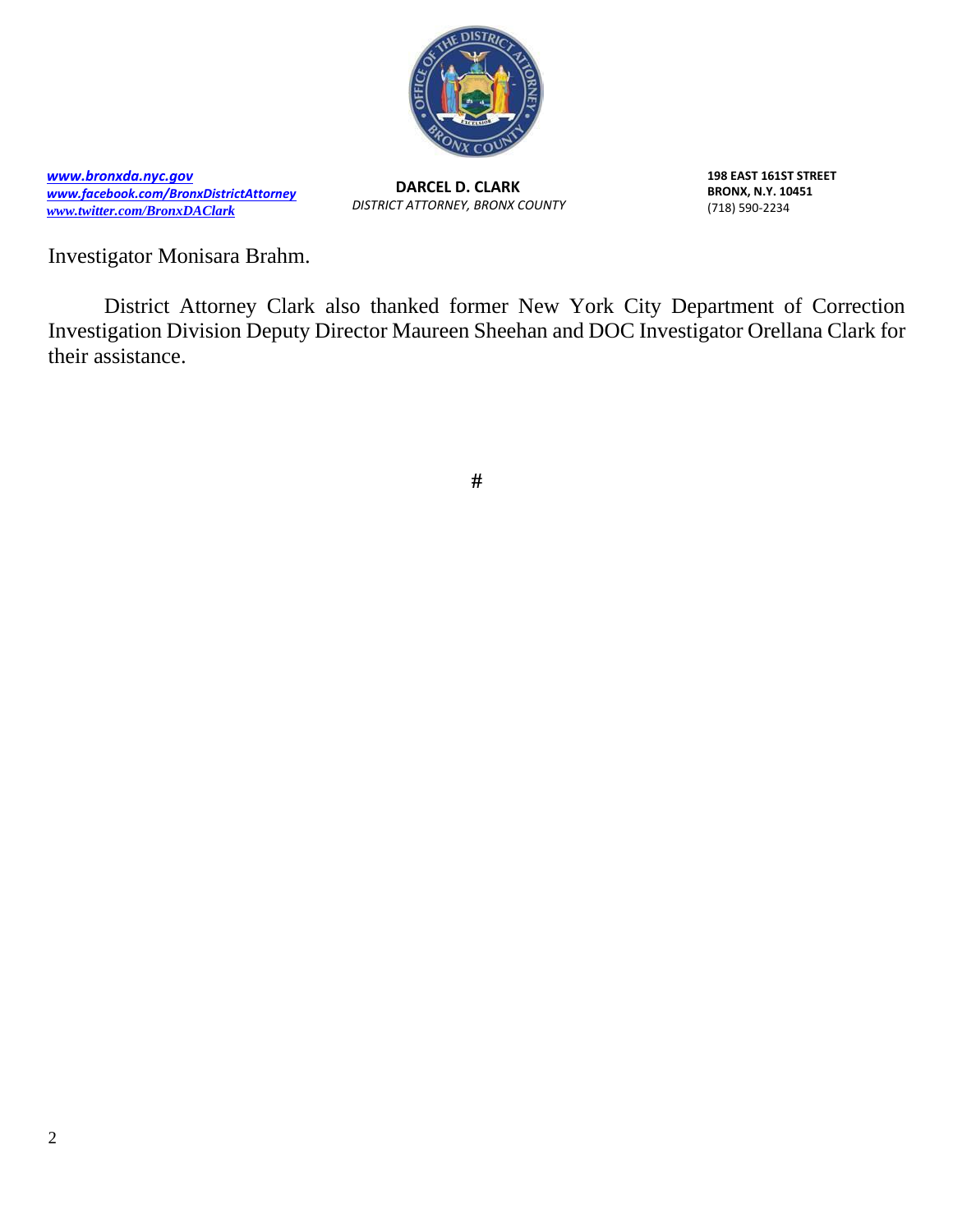Investigator Monisara Brahm.

District Attorney Clark also thanked former New York City Department of Correction Investigation Division Deputy Director Maureen Sheehan and DOC Investigator Orellana Clark for their assistance.

#